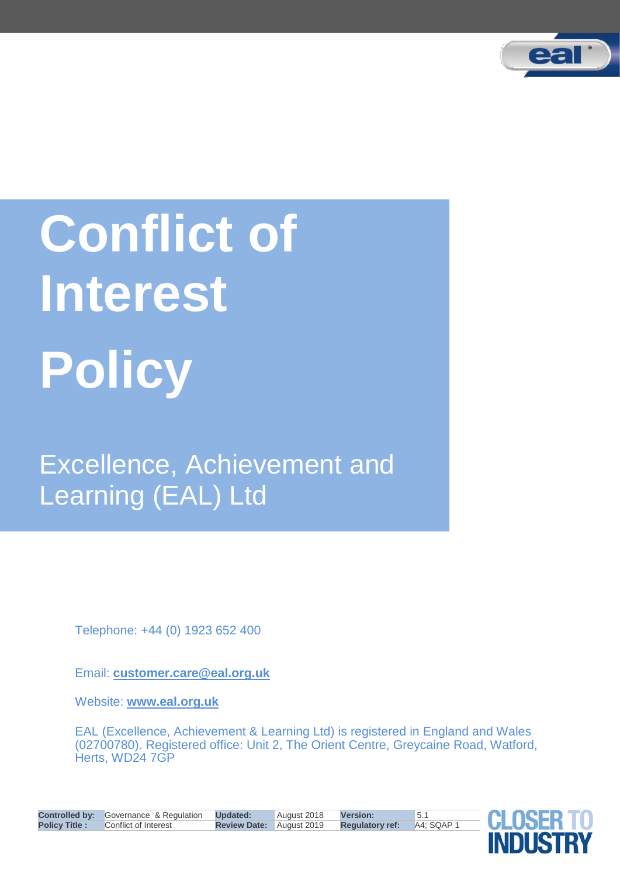# Conflict of Interest Policy

Excellence, Achievement and Learning (EAL) Ltd

Telephone: +44 (0) 1923 652 400

Email: **customer.care@eal.org.uk**

Website: **www.eal.org.uk**

EAL (Excellence, Achievement & Learning Ltd) is registered in England and Wales (02700780). Registered office: Unit 2, The Orient Centre, Greycaine Road, Watford, Herts, WD24 7GP

| **Controlled by:** | Governance & Regulation | **Updated:** | August 2018 | **Version:** | 5.1 |
|---|---|---|---|---|---|
| **Policy Title :** | Conflict of Interest | **Review Date:** | August 2019 | **Regulatory ref:** | A4; SQAP 1 |

CLOSER TO INDUSTRY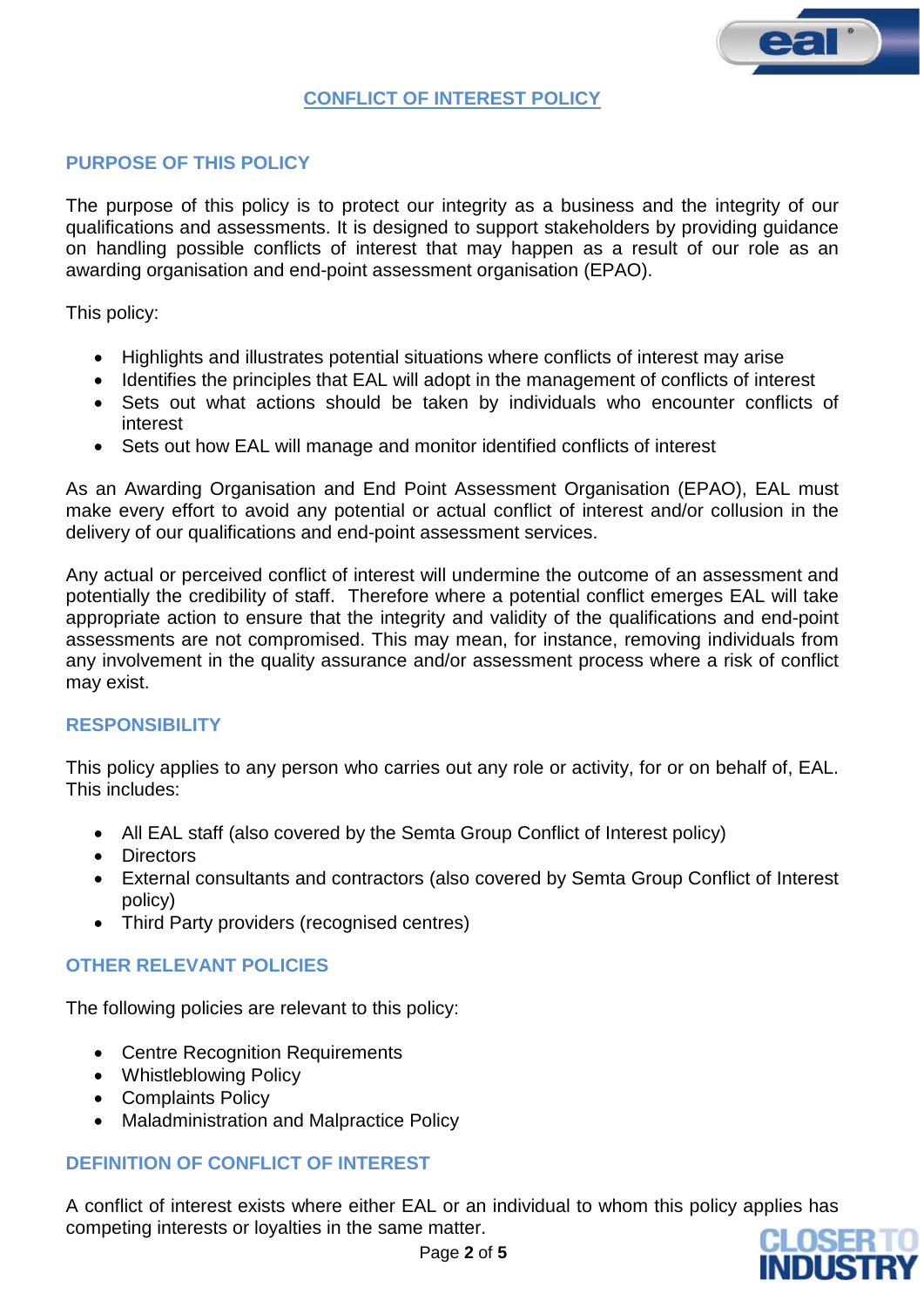# CONFLICT OF INTEREST POLICY

## PURPOSE OF THIS POLICY

The purpose of this policy is to protect our integrity as a business and the integrity of our qualifications and assessments. It is designed to support stakeholders by providing guidance on handling possible conflicts of interest that may happen as a result of our role as an awarding organisation and end-point assessment organisation (EPAO).

This policy:

- Highlights and illustrates potential situations where conflicts of interest may arise
- Identifies the principles that EAL will adopt in the management of conflicts of interest
- Sets out what actions should be taken by individuals who encounter conflicts of interest
- Sets out how EAL will manage and monitor identified conflicts of interest

As an Awarding Organisation and End Point Assessment Organisation (EPAO), EAL must make every effort to avoid any potential or actual conflict of interest and/or collusion in the delivery of our qualifications and end-point assessment services.

Any actual or perceived conflict of interest will undermine the outcome of an assessment and potentially the credibility of staff. Therefore where a potential conflict emerges EAL will take appropriate action to ensure that the integrity and validity of the qualifications and end-point assessments are not compromised. This may mean, for instance, removing individuals from any involvement in the quality assurance and/or assessment process where a risk of conflict may exist.

## RESPONSIBILITY

This policy applies to any person who carries out any role or activity, for or on behalf of, EAL. This includes:

- All EAL staff (also covered by the Semta Group Conflict of Interest policy)
- Directors
- External consultants and contractors (also covered by Semta Group Conflict of Interest policy)
- Third Party providers (recognised centres)

## OTHER RELEVANT POLICIES

The following policies are relevant to this policy:

- Centre Recognition Requirements
- Whistleblowing Policy
- Complaints Policy
- Maladministration and Malpractice Policy

## DEFINITION OF CONFLICT OF INTEREST

A conflict of interest exists where either EAL or an individual to whom this policy applies has competing interests or loyalties in the same matter.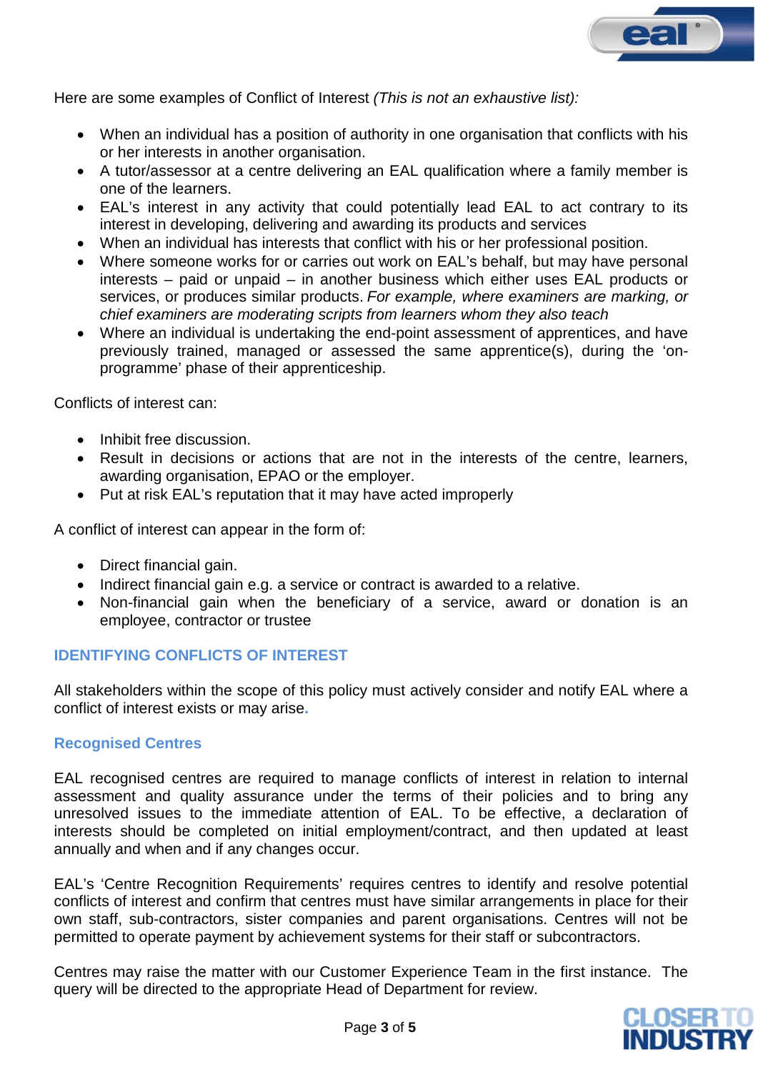Here are some examples of Conflict of Interest *(This is not an exhaustive list):*

- When an individual has a position of authority in one organisation that conflicts with his or her interests in another organisation.
- A tutor/assessor at a centre delivering an EAL qualification where a family member is one of the learners.
- EAL's interest in any activity that could potentially lead EAL to act contrary to its interest in developing, delivering and awarding its products and services
- When an individual has interests that conflict with his or her professional position.
- Where someone works for or carries out work on EAL's behalf, but may have personal interests – paid or unpaid – in another business which either uses EAL products or services, or produces similar products. *For example, where examiners are marking, or chief examiners are moderating scripts from learners whom they also teach*
- Where an individual is undertaking the end-point assessment of apprentices, and have previously trained, managed or assessed the same apprentice(s), during the 'on-programme' phase of their apprenticeship.

Conflicts of interest can:

- Inhibit free discussion.
- Result in decisions or actions that are not in the interests of the centre, learners, awarding organisation, EPAO or the employer.
- Put at risk EAL's reputation that it may have acted improperly

A conflict of interest can appear in the form of:

- Direct financial gain.
- Indirect financial gain e.g. a service or contract is awarded to a relative.
- Non-financial gain when the beneficiary of a service, award or donation is an employee, contractor or trustee

## IDENTIFYING CONFLICTS OF INTEREST

All stakeholders within the scope of this policy must actively consider and notify EAL where a conflict of interest exists or may arise.

### Recognised Centres

EAL recognised centres are required to manage conflicts of interest in relation to internal assessment and quality assurance under the terms of their policies and to bring any unresolved issues to the immediate attention of EAL. To be effective, a declaration of interests should be completed on initial employment/contract, and then updated at least annually and when and if any changes occur.

EAL's 'Centre Recognition Requirements' requires centres to identify and resolve potential conflicts of interest and confirm that centres must have similar arrangements in place for their own staff, sub-contractors, sister companies and parent organisations. Centres will not be permitted to operate payment by achievement systems for their staff or subcontractors.

Centres may raise the matter with our Customer Experience Team in the first instance. The query will be directed to the appropriate Head of Department for review.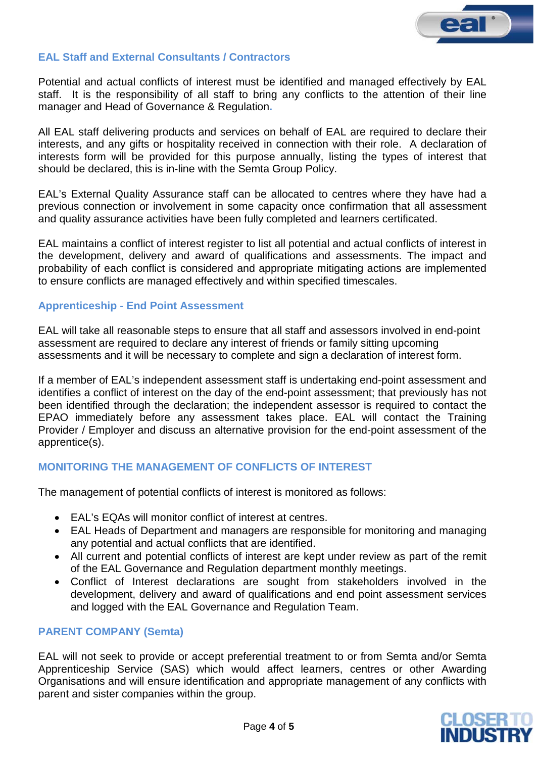## EAL Staff and External Consultants / Contractors

Potential and actual conflicts of interest must be identified and managed effectively by EAL staff. It is the responsibility of all staff to bring any conflicts to the attention of their line manager and Head of Governance & Regulation.

All EAL staff delivering products and services on behalf of EAL are required to declare their interests, and any gifts or hospitality received in connection with their role. A declaration of interests form will be provided for this purpose annually, listing the types of interest that should be declared, this is in-line with the Semta Group Policy.

EAL's External Quality Assurance staff can be allocated to centres where they have had a previous connection or involvement in some capacity once confirmation that all assessment and quality assurance activities have been fully completed and learners certificated.

EAL maintains a conflict of interest register to list all potential and actual conflicts of interest in the development, delivery and award of qualifications and assessments. The impact and probability of each conflict is considered and appropriate mitigating actions are implemented to ensure conflicts are managed effectively and within specified timescales.

## Apprenticeship - End Point Assessment

EAL will take all reasonable steps to ensure that all staff and assessors involved in end-point assessment are required to declare any interest of friends or family sitting upcoming assessments and it will be necessary to complete and sign a declaration of interest form.

If a member of EAL's independent assessment staff is undertaking end-point assessment and identifies a conflict of interest on the day of the end-point assessment; that previously has not been identified through the declaration; the independent assessor is required to contact the EPAO immediately before any assessment takes place. EAL will contact the Training Provider / Employer and discuss an alternative provision for the end-point assessment of the apprentice(s).

## MONITORING THE MANAGEMENT OF CONFLICTS OF INTEREST

The management of potential conflicts of interest is monitored as follows:

- EAL's EQAs will monitor conflict of interest at centres.
- EAL Heads of Department and managers are responsible for monitoring and managing any potential and actual conflicts that are identified.
- All current and potential conflicts of interest are kept under review as part of the remit of the EAL Governance and Regulation department monthly meetings.
- Conflict of Interest declarations are sought from stakeholders involved in the development, delivery and award of qualifications and end point assessment services and logged with the EAL Governance and Regulation Team.

## PARENT COMPANY (Semta)

EAL will not seek to provide or accept preferential treatment to or from Semta and/or Semta Apprenticeship Service (SAS) which would affect learners, centres or other Awarding Organisations and will ensure identification and appropriate management of any conflicts with parent and sister companies within the group.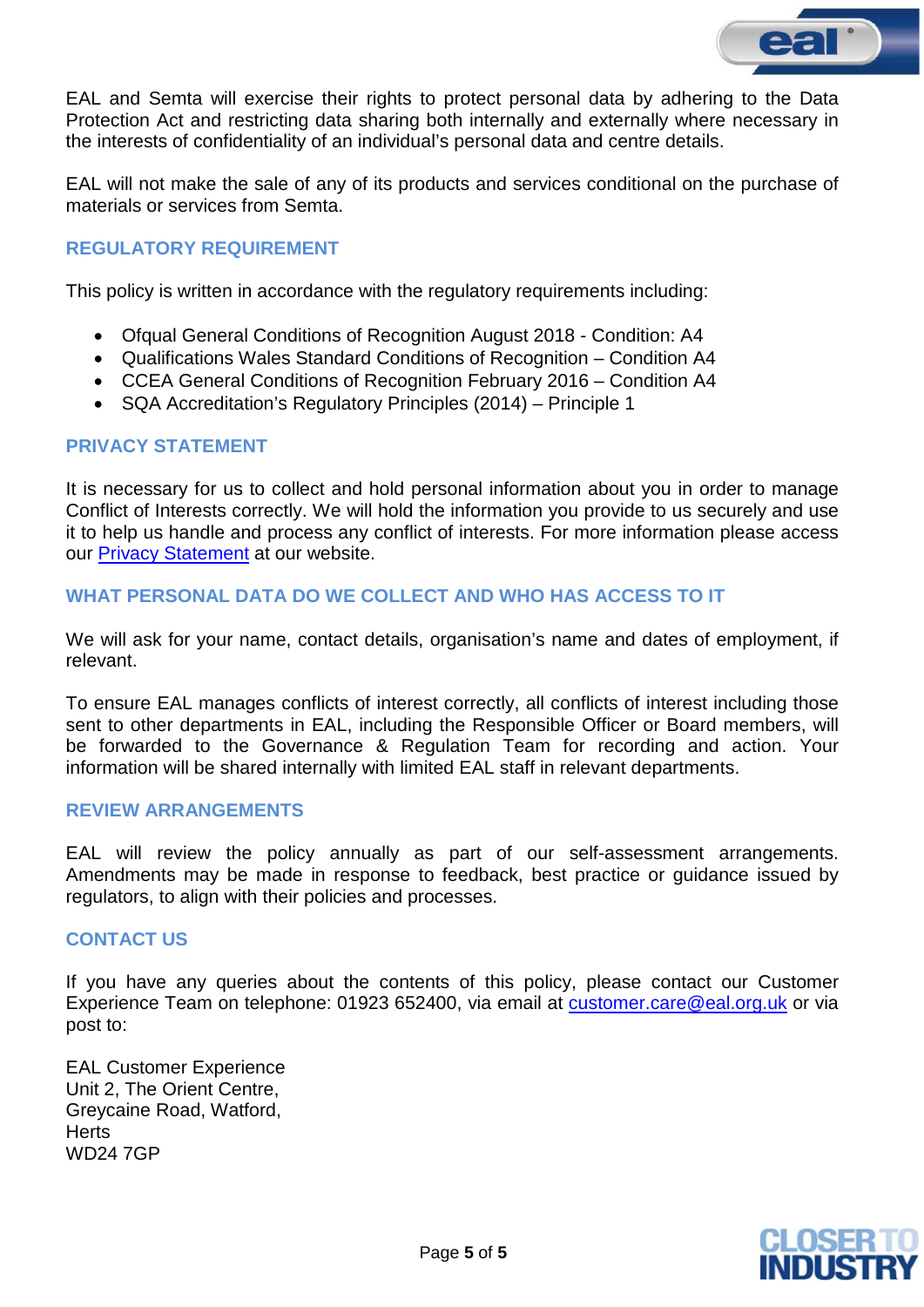EAL and Semta will exercise their rights to protect personal data by adhering to the Data Protection Act and restricting data sharing both internally and externally where necessary in the interests of confidentiality of an individual's personal data and centre details.

EAL will not make the sale of any of its products and services conditional on the purchase of materials or services from Semta.

## REGULATORY REQUIREMENT

This policy is written in accordance with the regulatory requirements including:

- Ofqual General Conditions of Recognition August 2018 - Condition: A4
- Qualifications Wales Standard Conditions of Recognition – Condition A4
- CCEA General Conditions of Recognition February 2016 – Condition A4
- SQA Accreditation's Regulatory Principles (2014) – Principle 1

## PRIVACY STATEMENT

It is necessary for us to collect and hold personal information about you in order to manage Conflict of Interests correctly. We will hold the information you provide to us securely and use it to help us handle and process any conflict of interests. For more information please access our Privacy Statement at our website.

## WHAT PERSONAL DATA DO WE COLLECT AND WHO HAS ACCESS TO IT

We will ask for your name, contact details, organisation's name and dates of employment, if relevant.

To ensure EAL manages conflicts of interest correctly, all conflicts of interest including those sent to other departments in EAL, including the Responsible Officer or Board members, will be forwarded to the Governance & Regulation Team for recording and action. Your information will be shared internally with limited EAL staff in relevant departments.

## REVIEW ARRANGEMENTS

EAL will review the policy annually as part of our self-assessment arrangements. Amendments may be made in response to feedback, best practice or guidance issued by regulators, to align with their policies and processes.

## CONTACT US

If you have any queries about the contents of this policy, please contact our Customer Experience Team on telephone: 01923 652400, via email at customer.care@eal.org.uk or via post to:

EAL Customer Experience
Unit 2, The Orient Centre,
Greycaine Road, Watford,
Herts
WD24 7GP